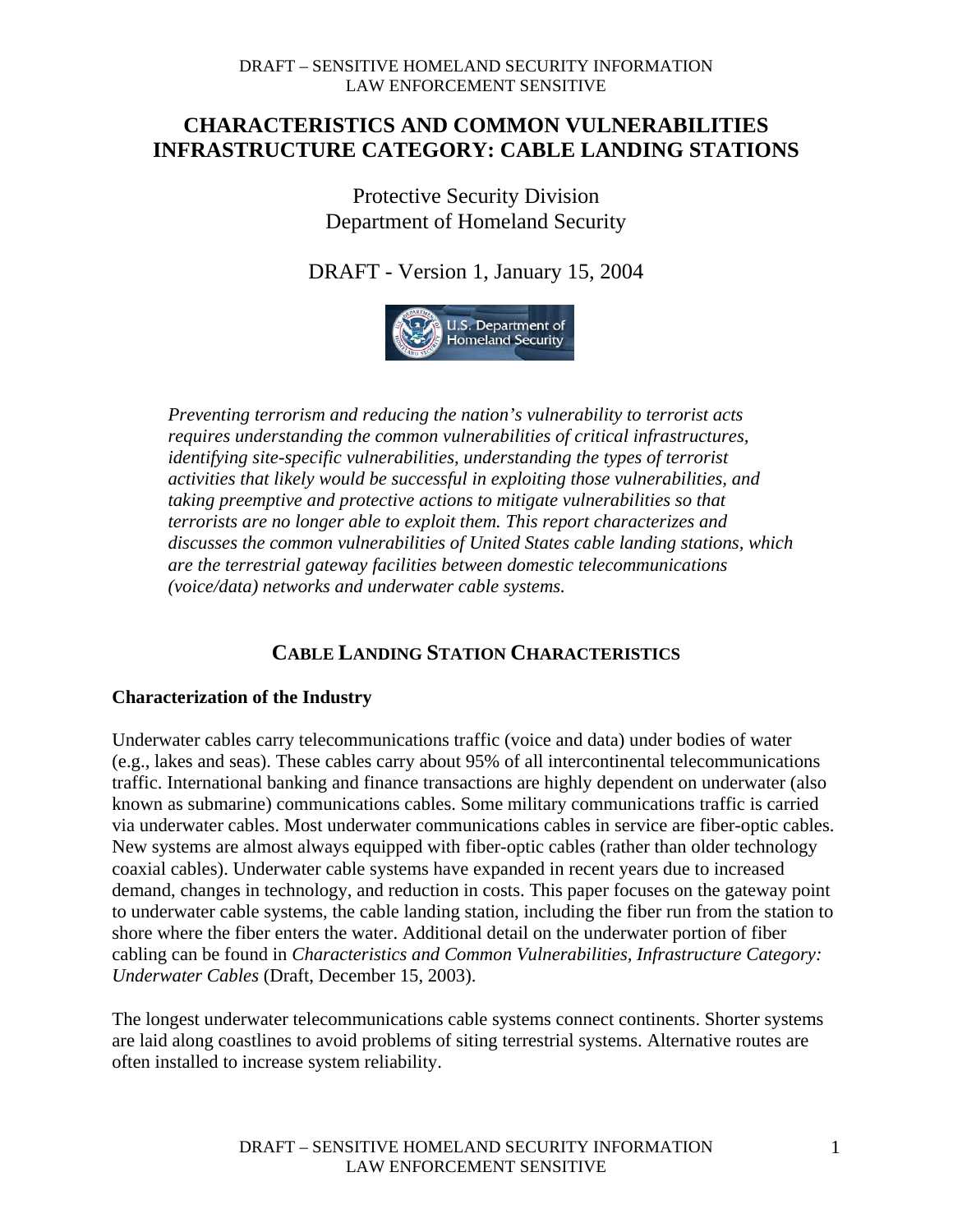# CHARACTERISTICS AND COMMON VULNERABILITIES INFRASTRUCTURE CATEGORY: CABLE LANDING STATIONS

Protective Security Division
Department of Homeland Security

DRAFT - Version 1, January 15, 2004

*Preventing terrorism and reducing the nation's vulnerability to terrorist acts requires understanding the common vulnerabilities of critical infrastructures, identifying site-specific vulnerabilities, understanding the types of terrorist activities that likely would be successful in exploiting those vulnerabilities, and taking preemptive and protective actions to mitigate vulnerabilities so that terrorists are no longer able to exploit them. This report characterizes and discusses the common vulnerabilities of United States cable landing stations, which are the terrestrial gateway facilities between domestic telecommunications (voice/data) networks and underwater cable systems.*

## CABLE LANDING STATION CHARACTERISTICS

### Characterization of the Industry

Underwater cables carry telecommunications traffic (voice and data) under bodies of water (e.g., lakes and seas). These cables carry about 95% of all intercontinental telecommunications traffic. International banking and finance transactions are highly dependent on underwater (also known as submarine) communications cables. Some military communications traffic is carried via underwater cables. Most underwater communications cables in service are fiber-optic cables. New systems are almost always equipped with fiber-optic cables (rather than older technology coaxial cables). Underwater cable systems have expanded in recent years due to increased demand, changes in technology, and reduction in costs. This paper focuses on the gateway point to underwater cable systems, the cable landing station, including the fiber run from the station to shore where the fiber enters the water. Additional detail on the underwater portion of fiber cabling can be found in *Characteristics and Common Vulnerabilities, Infrastructure Category: Underwater Cables* (Draft, December 15, 2003).

The longest underwater telecommunications cable systems connect continents. Shorter systems are laid along coastlines to avoid problems of siting terrestrial systems. Alternative routes are often installed to increase system reliability.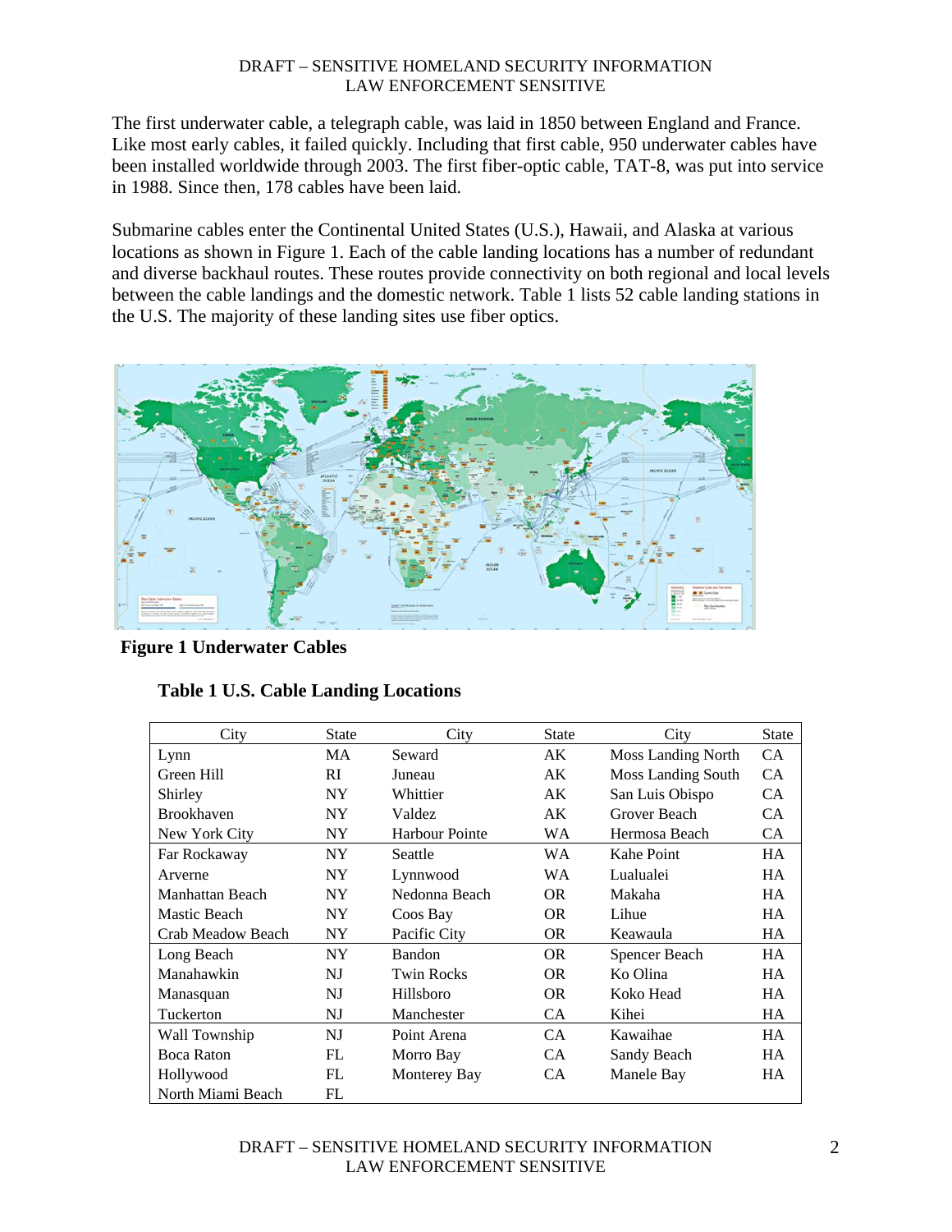The first underwater cable, a telegraph cable, was laid in 1850 between England and France. Like most early cables, it failed quickly. Including that first cable, 950 underwater cables have been installed worldwide through 2003. The first fiber-optic cable, TAT-8, was put into service in 1988. Since then, 178 cables have been laid.

Submarine cables enter the Continental United States (U.S.), Hawaii, and Alaska at various locations as shown in Figure 1. Each of the cable landing locations has a number of redundant and diverse backhaul routes. These routes provide connectivity on both regional and local levels between the cable landings and the domestic network. Table 1 lists 52 cable landing stations in the U.S. The majority of these landing sites use fiber optics.

**Figure 1 Underwater Cables**

**Table 1 U.S. Cable Landing Locations**

| City | State | City | State | City | State |
|---|---|---|---|---|---|
| Lynn | MA | Seward | AK | Moss Landing North | CA |
| Green Hill | RI | Juneau | AK | Moss Landing South | CA |
| Shirley | NY | Whittier | AK | San Luis Obispo | CA |
| Brookhaven | NY | Valdez | AK | Grover Beach | CA |
| New York City | NY | Harbour Pointe | WA | Hermosa Beach | CA |
| Far Rockaway | NY | Seattle | WA | Kahe Point | HA |
| Arverne | NY | Lynnwood | WA | Lualualei | HA |
| Manhattan Beach | NY | Nedonna Beach | OR | Makaha | HA |
| Mastic Beach | NY | Coos Bay | OR | Lihue | HA |
| Crab Meadow Beach | NY | Pacific City | OR | Keawaula | HA |
| Long Beach | NY | Bandon | OR | Spencer Beach | HA |
| Manahawkin | NJ | Twin Rocks | OR | Ko Olina | HA |
| Manasquan | NJ | Hillsboro | OR | Koko Head | HA |
| Tuckerton | NJ | Manchester | CA | Kihei | HA |
| Wall Township | NJ | Point Arena | CA | Kawaihae | HA |
| Boca Raton | FL | Morro Bay | CA | Sandy Beach | HA |
| Hollywood | FL | Monterey Bay | CA | Manele Bay | HA |
| North Miami Beach | FL | | | | |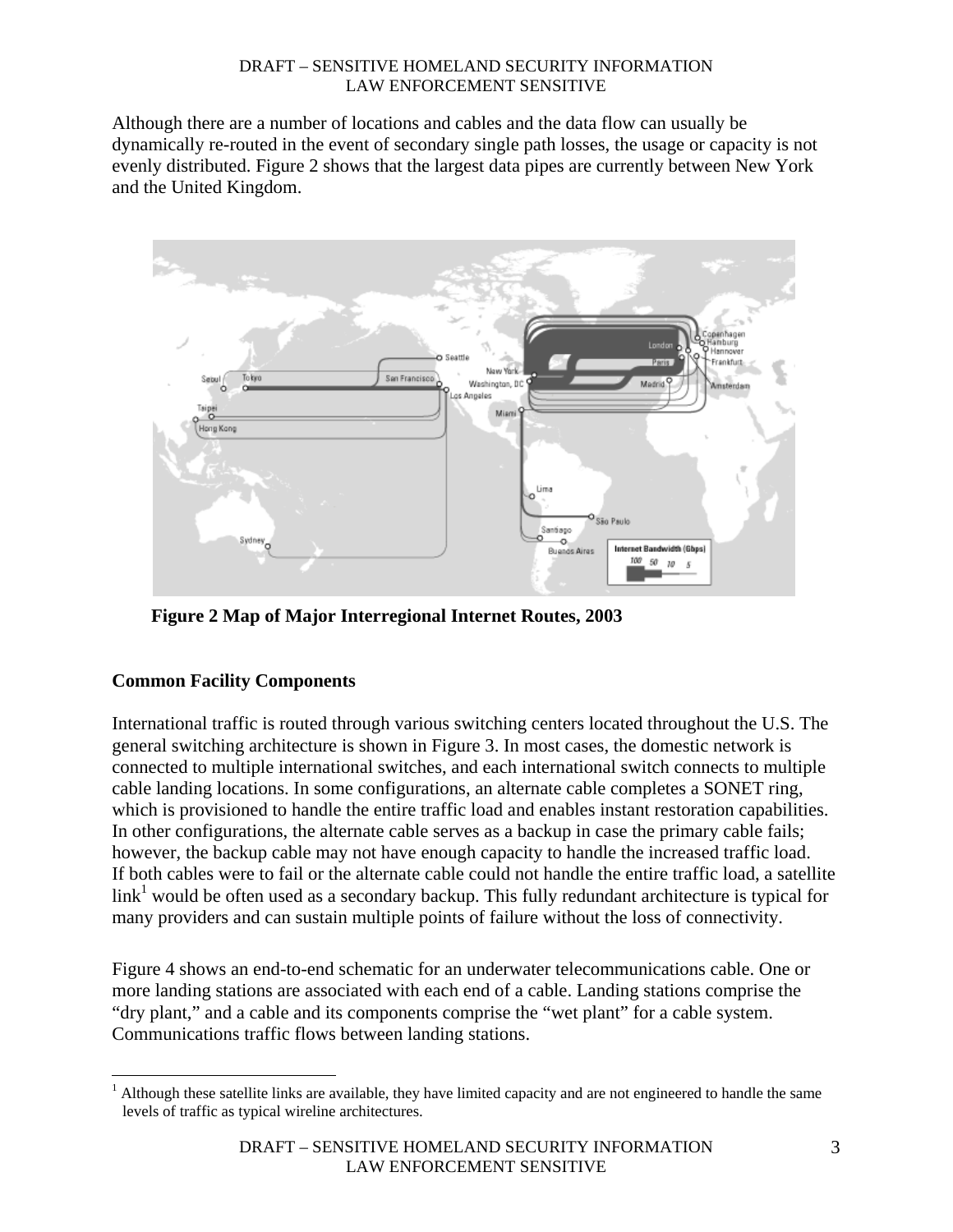Although there are a number of locations and cables and the data flow can usually be dynamically re-routed in the event of secondary single path losses, the usage or capacity is not evenly distributed. Figure 2 shows that the largest data pipes are currently between New York and the United Kingdom.

**Figure 2 Map of Major Interregional Internet Routes, 2003**

## Common Facility Components

International traffic is routed through various switching centers located throughout the U.S. The general switching architecture is shown in Figure 3. In most cases, the domestic network is connected to multiple international switches, and each international switch connects to multiple cable landing locations. In some configurations, an alternate cable completes a SONET ring, which is provisioned to handle the entire traffic load and enables instant restoration capabilities. In other configurations, the alternate cable serves as a backup in case the primary cable fails; however, the backup cable may not have enough capacity to handle the increased traffic load. If both cables were to fail or the alternate cable could not handle the entire traffic load, a satellite link[1] would be often used as a secondary backup. This fully redundant architecture is typical for many providers and can sustain multiple points of failure without the loss of connectivity.

Figure 4 shows an end-to-end schematic for an underwater telecommunications cable. One or more landing stations are associated with each end of a cable. Landing stations comprise the "dry plant," and a cable and its components comprise the "wet plant" for a cable system. Communications traffic flows between landing stations.

---

[1] Although these satellite links are available, they have limited capacity and are not engineered to handle the same levels of traffic as typical wireline architectures.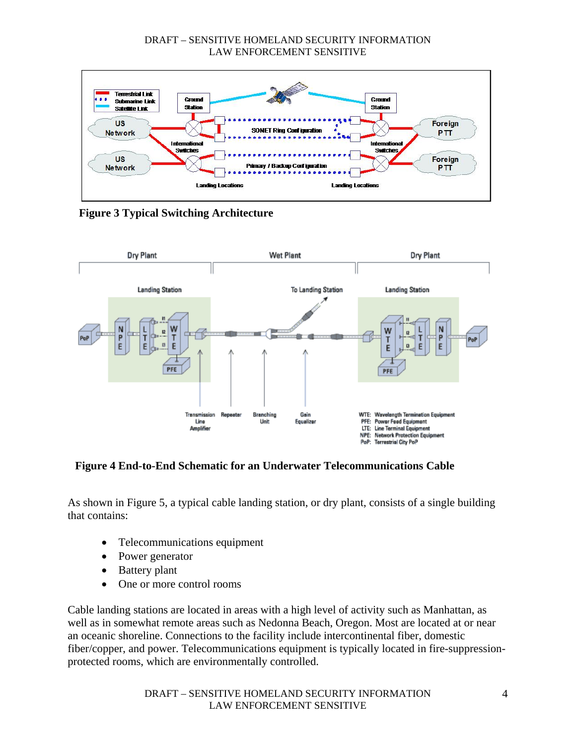**Figure 3 Typical Switching Architecture**

**Figure 4 End-to-End Schematic for an Underwater Telecommunications Cable**

As shown in Figure 5, a typical cable landing station, or dry plant, consists of a single building that contains:

- Telecommunications equipment
- Power generator
- Battery plant
- One or more control rooms

Cable landing stations are located in areas with a high level of activity such as Manhattan, as well as in somewhat remote areas such as Nedonna Beach, Oregon. Most are located at or near an oceanic shoreline. Connections to the facility include intercontinental fiber, domestic fiber/copper, and power. Telecommunications equipment is typically located in fire-suppression-protected rooms, which are environmentally controlled.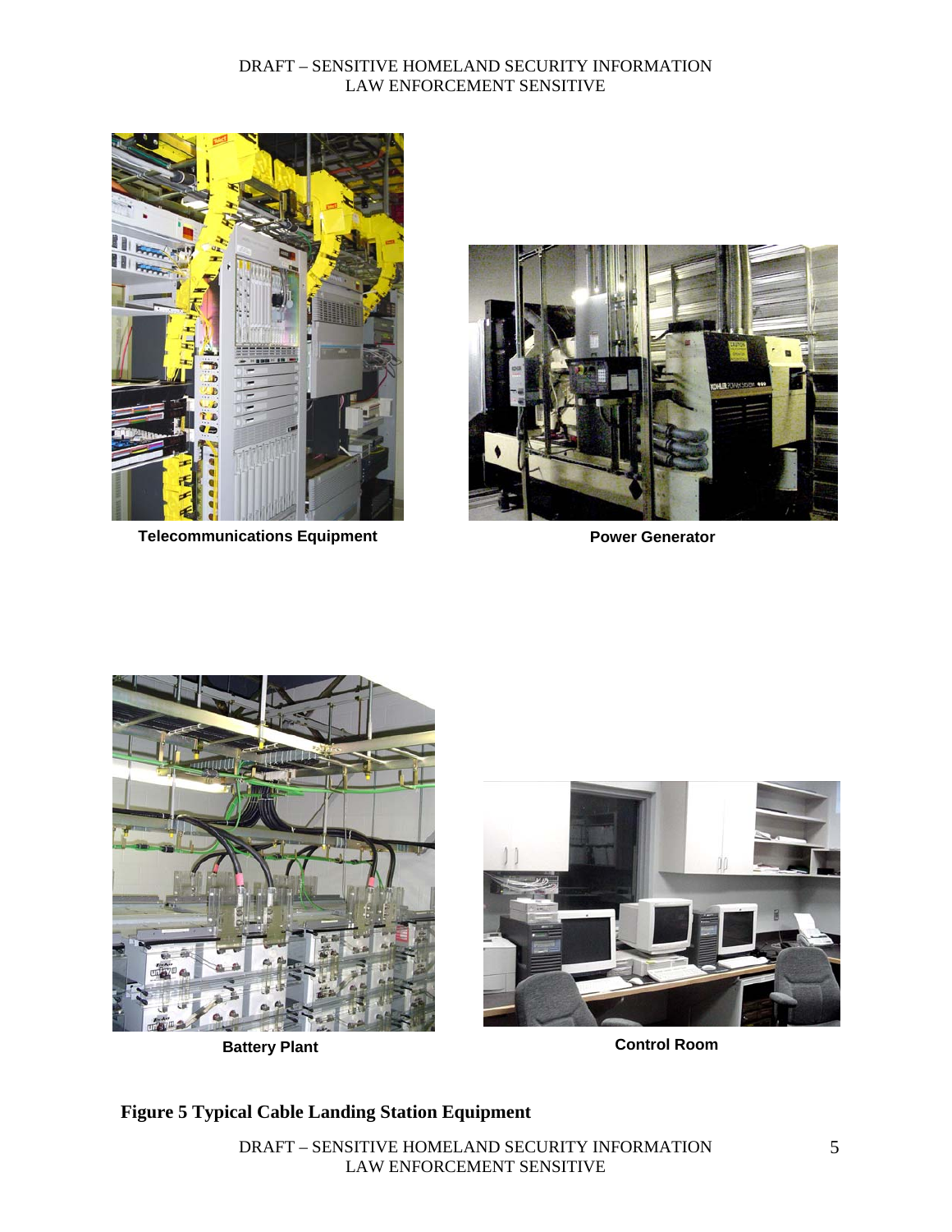Telecommunications Equipment

Power Generator

Battery Plant

Control Room

**Figure 5 Typical Cable Landing Station Equipment**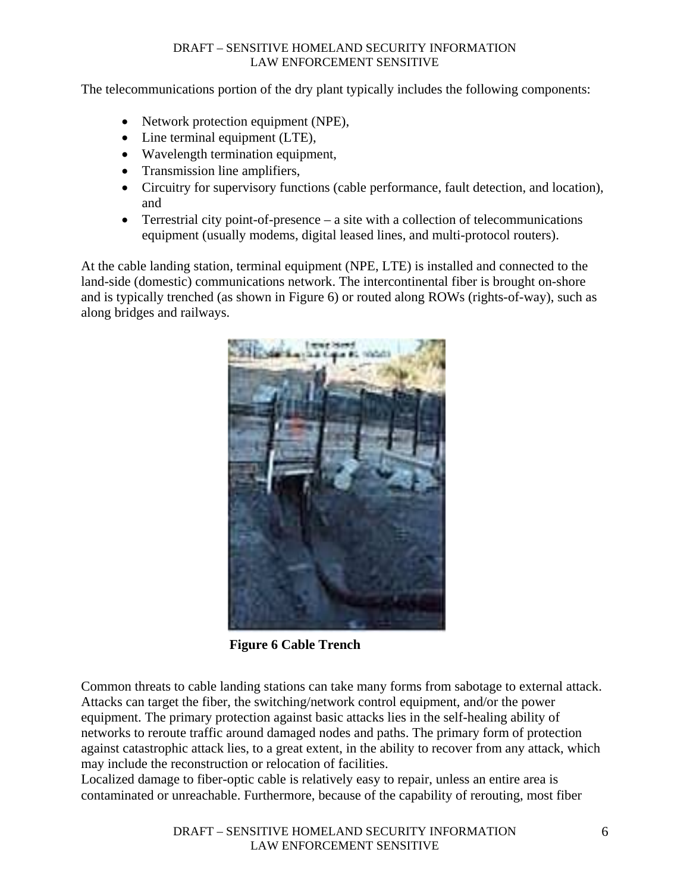The telecommunications portion of the dry plant typically includes the following components:

- Network protection equipment (NPE),
- Line terminal equipment (LTE),
- Wavelength termination equipment,
- Transmission line amplifiers,
- Circuitry for supervisory functions (cable performance, fault detection, and location), and
- Terrestrial city point-of-presence – a site with a collection of telecommunications equipment (usually modems, digital leased lines, and multi-protocol routers).

At the cable landing station, terminal equipment (NPE, LTE) is installed and connected to the land-side (domestic) communications network. The intercontinental fiber is brought on-shore and is typically trenched (as shown in Figure 6) or routed along ROWs (rights-of-way), such as along bridges and railways.

**Figure 6 Cable Trench**

Common threats to cable landing stations can take many forms from sabotage to external attack. Attacks can target the fiber, the switching/network control equipment, and/or the power equipment. The primary protection against basic attacks lies in the self-healing ability of networks to reroute traffic around damaged nodes and paths. The primary form of protection against catastrophic attack lies, to a great extent, in the ability to recover from any attack, which may include the reconstruction or relocation of facilities.

Localized damage to fiber-optic cable is relatively easy to repair, unless an entire area is contaminated or unreachable. Furthermore, because of the capability of rerouting, most fiber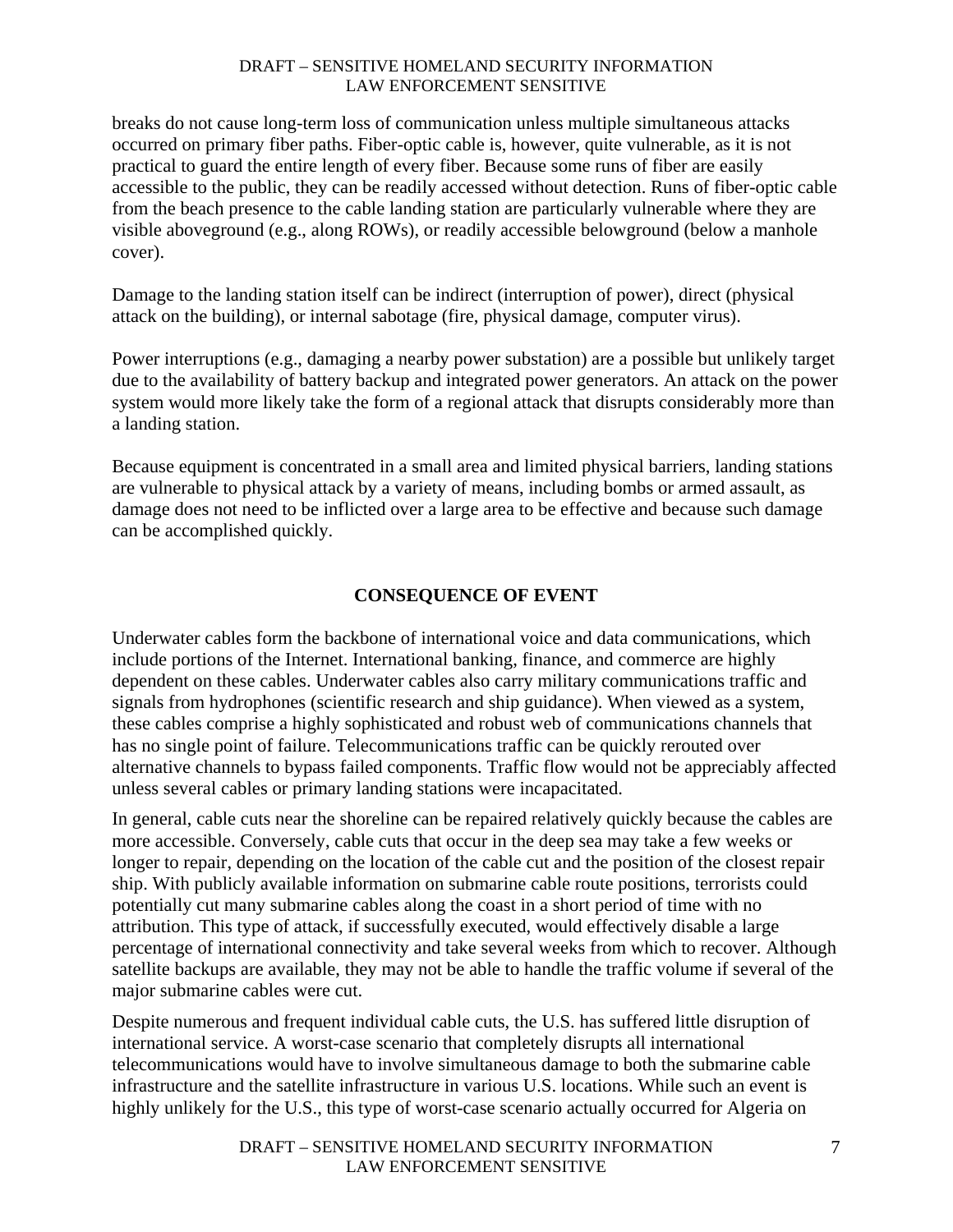breaks do not cause long-term loss of communication unless multiple simultaneous attacks occurred on primary fiber paths. Fiber-optic cable is, however, quite vulnerable, as it is not practical to guard the entire length of every fiber. Because some runs of fiber are easily accessible to the public, they can be readily accessed without detection. Runs of fiber-optic cable from the beach presence to the cable landing station are particularly vulnerable where they are visible aboveground (e.g., along ROWs), or readily accessible belowground (below a manhole cover).

Damage to the landing station itself can be indirect (interruption of power), direct (physical attack on the building), or internal sabotage (fire, physical damage, computer virus).

Power interruptions (e.g., damaging a nearby power substation) are a possible but unlikely target due to the availability of battery backup and integrated power generators. An attack on the power system would more likely take the form of a regional attack that disrupts considerably more than a landing station.

Because equipment is concentrated in a small area and limited physical barriers, landing stations are vulnerable to physical attack by a variety of means, including bombs or armed assault, as damage does not need to be inflicted over a large area to be effective and because such damage can be accomplished quickly.

## CONSEQUENCE OF EVENT

Underwater cables form the backbone of international voice and data communications, which include portions of the Internet. International banking, finance, and commerce are highly dependent on these cables. Underwater cables also carry military communications traffic and signals from hydrophones (scientific research and ship guidance). When viewed as a system, these cables comprise a highly sophisticated and robust web of communications channels that has no single point of failure. Telecommunications traffic can be quickly rerouted over alternative channels to bypass failed components. Traffic flow would not be appreciably affected unless several cables or primary landing stations were incapacitated.

In general, cable cuts near the shoreline can be repaired relatively quickly because the cables are more accessible. Conversely, cable cuts that occur in the deep sea may take a few weeks or longer to repair, depending on the location of the cable cut and the position of the closest repair ship. With publicly available information on submarine cable route positions, terrorists could potentially cut many submarine cables along the coast in a short period of time with no attribution. This type of attack, if successfully executed, would effectively disable a large percentage of international connectivity and take several weeks from which to recover. Although satellite backups are available, they may not be able to handle the traffic volume if several of the major submarine cables were cut.

Despite numerous and frequent individual cable cuts, the U.S. has suffered little disruption of international service. A worst-case scenario that completely disrupts all international telecommunications would have to involve simultaneous damage to both the submarine cable infrastructure and the satellite infrastructure in various U.S. locations. While such an event is highly unlikely for the U.S., this type of worst-case scenario actually occurred for Algeria on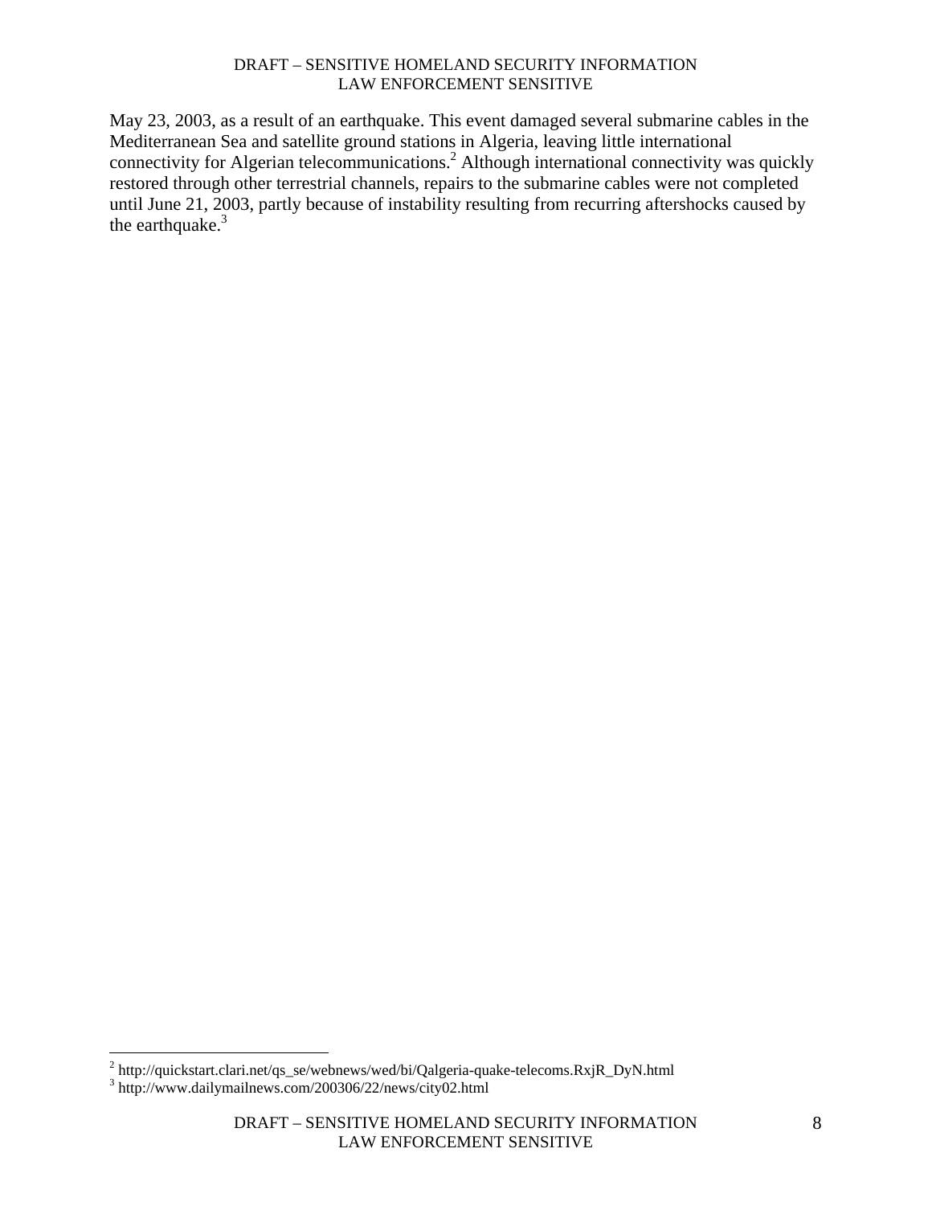May 23, 2003, as a result of an earthquake. This event damaged several submarine cables in the Mediterranean Sea and satellite ground stations in Algeria, leaving little international connectivity for Algerian telecommunications.[2] Although international connectivity was quickly restored through other terrestrial channels, repairs to the submarine cables were not completed until June 21, 2003, partly because of instability resulting from recurring aftershocks caused by the earthquake.[3]

---

[2] http://quickstart.clari.net/qs_se/webnews/wed/bi/Qalgeria-quake-telecoms.RxjR_DyN.html

[3] http://www.dailymailnews.com/200306/22/news/city02.html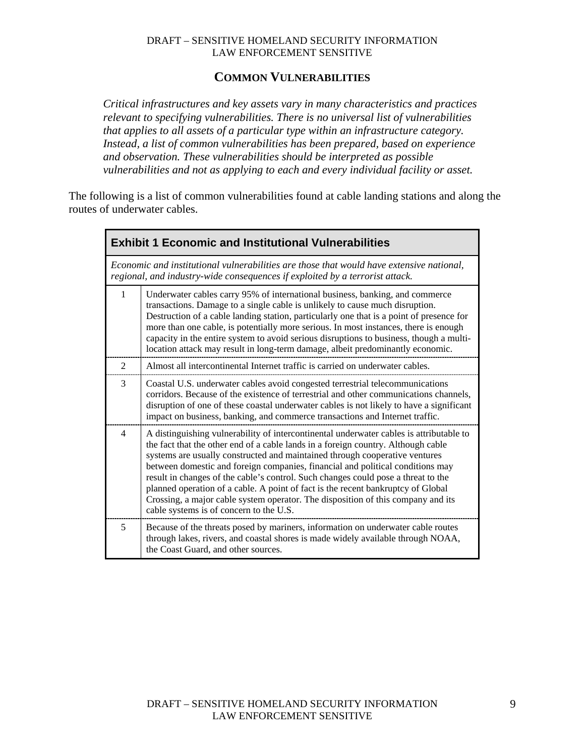## COMMON VULNERABILITIES

*Critical infrastructures and key assets vary in many characteristics and practices relevant to specifying vulnerabilities. There is no universal list of vulnerabilities that applies to all assets of a particular type within an infrastructure category. Instead, a list of common vulnerabilities has been prepared, based on experience and observation. These vulnerabilities should be interpreted as possible vulnerabilities and not as applying to each and every individual facility or asset.*

The following is a list of common vulnerabilities found at cable landing stations and along the routes of underwater cables.

| **Exhibit 1 Economic and Institutional Vulnerabilities** | |
|---|---|
| *Economic and institutional vulnerabilities are those that would have extensive national, regional, and industry-wide consequences if exploited by a terrorist attack.* | |
| 1 | Underwater cables carry 95% of international business, banking, and commerce transactions. Damage to a single cable is unlikely to cause much disruption. Destruction of a cable landing station, particularly one that is a point of presence for more than one cable, is potentially more serious. In most instances, there is enough capacity in the entire system to avoid serious disruptions to business, though a multi-location attack may result in long-term damage, albeit predominantly economic. |
| 2 | Almost all intercontinental Internet traffic is carried on underwater cables. |
| 3 | Coastal U.S. underwater cables avoid congested terrestrial telecommunications corridors. Because of the existence of terrestrial and other communications channels, disruption of one of these coastal underwater cables is not likely to have a significant impact on business, banking, and commerce transactions and Internet traffic. |
| 4 | A distinguishing vulnerability of intercontinental underwater cables is attributable to the fact that the other end of a cable lands in a foreign country. Although cable systems are usually constructed and maintained through cooperative ventures between domestic and foreign companies, financial and political conditions may result in changes of the cable's control. Such changes could pose a threat to the planned operation of a cable. A point of fact is the recent bankruptcy of Global Crossing, a major cable system operator. The disposition of this company and its cable systems is of concern to the U.S. |
| 5 | Because of the threats posed by mariners, information on underwater cable routes through lakes, rivers, and coastal shores is made widely available through NOAA, the Coast Guard, and other sources. |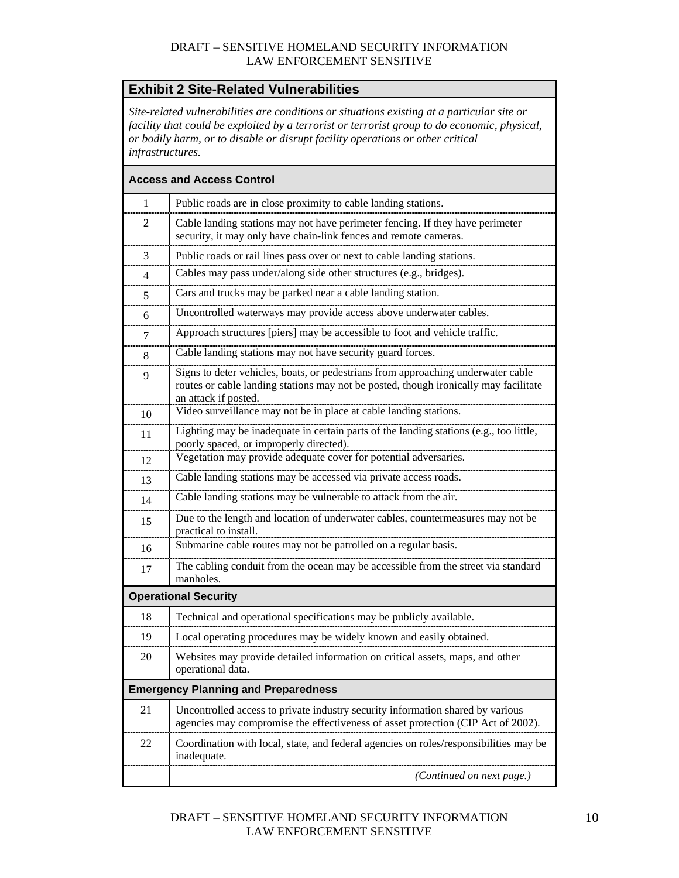## Exhibit 2 Site-Related Vulnerabilities

*Site-related vulnerabilities are conditions or situations existing at a particular site or facility that could be exploited by a terrorist or terrorist group to do economic, physical, or bodily harm, or to disable or disrupt facility operations or other critical infrastructures.*

| # | Vulnerability |
|---|---|
| **Access and Access Control** | |
| 1 | Public roads are in close proximity to cable landing stations. |
| 2 | Cable landing stations may not have perimeter fencing. If they have perimeter security, it may only have chain-link fences and remote cameras. |
| 3 | Public roads or rail lines pass over or next to cable landing stations. |
| 4 | Cables may pass under/along side other structures (e.g., bridges). |
| 5 | Cars and trucks may be parked near a cable landing station. |
| 6 | Uncontrolled waterways may provide access above underwater cables. |
| 7 | Approach structures [piers] may be accessible to foot and vehicle traffic. |
| 8 | Cable landing stations may not have security guard forces. |
| 9 | Signs to deter vehicles, boats, or pedestrians from approaching underwater cable routes or cable landing stations may not be posted, though ironically may facilitate an attack if posted. |
| 10 | Video surveillance may not be in place at cable landing stations. |
| 11 | Lighting may be inadequate in certain parts of the landing stations (e.g., too little, poorly spaced, or improperly directed). |
| 12 | Vegetation may provide adequate cover for potential adversaries. |
| 13 | Cable landing stations may be accessed via private access roads. |
| 14 | Cable landing stations may be vulnerable to attack from the air. |
| 15 | Due to the length and location of underwater cables, countermeasures may not be practical to install. |
| 16 | Submarine cable routes may not be patrolled on a regular basis. |
| 17 | The cabling conduit from the ocean may be accessible from the street via standard manholes. |
| **Operational Security** | |
| 18 | Technical and operational specifications may be publicly available. |
| 19 | Local operating procedures may be widely known and easily obtained. |
| 20 | Websites may provide detailed information on critical assets, maps, and other operational data. |
| **Emergency Planning and Preparedness** | |
| 21 | Uncontrolled access to private industry security information shared by various agencies may compromise the effectiveness of asset protection (CIP Act of 2002). |
| 22 | Coordination with local, state, and federal agencies on roles/responsibilities may be inadequate. |
| | *(Continued on next page.)* |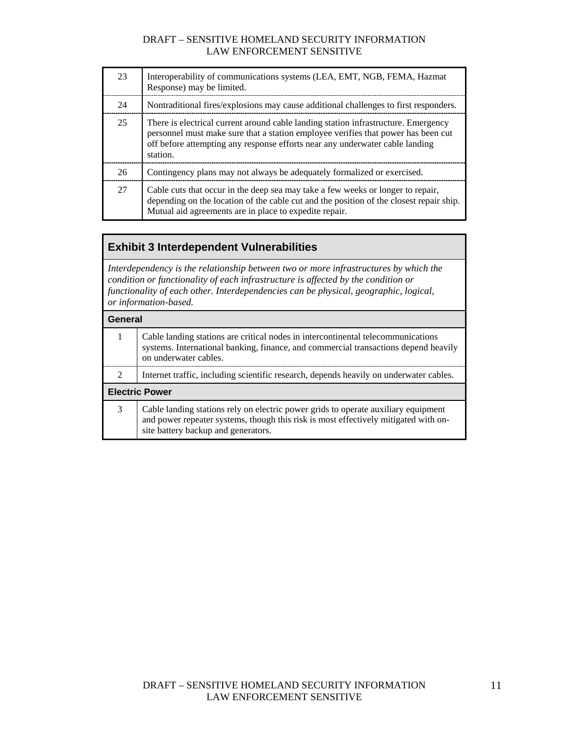| | |
|---|---|
| 23 | Interoperability of communications systems (LEA, EMT, NGB, FEMA, Hazmat Response) may be limited. |
| 24 | Nontraditional fires/explosions may cause additional challenges to first responders. |
| 25 | There is electrical current around cable landing station infrastructure. Emergency personnel must make sure that a station employee verifies that power has been cut off before attempting any response efforts near any underwater cable landing station. |
| 26 | Contingency plans may not always be adequately formalized or exercised. |
| 27 | Cable cuts that occur in the deep sea may take a few weeks or longer to repair, depending on the location of the cable cut and the position of the closest repair ship. Mutual aid agreements are in place to expedite repair. |

## Exhibit 3 Interdependent Vulnerabilities

*Interdependency is the relationship between two or more infrastructures by which the condition or functionality of each infrastructure is affected by the condition or functionality of each other. Interdependencies can be physical, geographic, logical, or information-based.*

| | |
|---|---|
| **General** | |
| 1 | Cable landing stations are critical nodes in intercontinental telecommunications systems. International banking, finance, and commercial transactions depend heavily on underwater cables. |
| 2 | Internet traffic, including scientific research, depends heavily on underwater cables. |
| **Electric Power** | |
| 3 | Cable landing stations rely on electric power grids to operate auxiliary equipment and power repeater systems, though this risk is most effectively mitigated with on-site battery backup and generators. |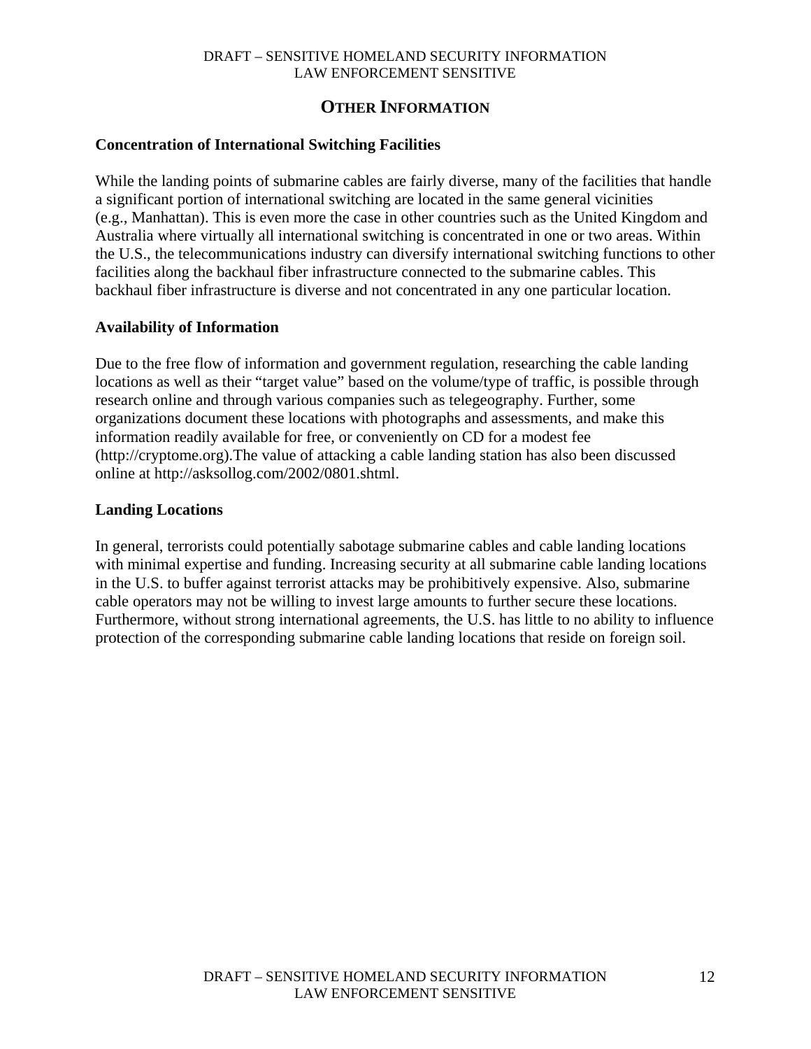# OTHER INFORMATION

**Concentration of International Switching Facilities**

While the landing points of submarine cables are fairly diverse, many of the facilities that handle a significant portion of international switching are located in the same general vicinities (e.g., Manhattan). This is even more the case in other countries such as the United Kingdom and Australia where virtually all international switching is concentrated in one or two areas. Within the U.S., the telecommunications industry can diversify international switching functions to other facilities along the backhaul fiber infrastructure connected to the submarine cables. This backhaul fiber infrastructure is diverse and not concentrated in any one particular location.

**Availability of Information**

Due to the free flow of information and government regulation, researching the cable landing locations as well as their "target value" based on the volume/type of traffic, is possible through research online and through various companies such as telegeography. Further, some organizations document these locations with photographs and assessments, and make this information readily available for free, or conveniently on CD for a modest fee (http://cryptome.org).The value of attacking a cable landing station has also been discussed online at http://asksollog.com/2002/0801.shtml.

**Landing Locations**

In general, terrorists could potentially sabotage submarine cables and cable landing locations with minimal expertise and funding. Increasing security at all submarine cable landing locations in the U.S. to buffer against terrorist attacks may be prohibitively expensive. Also, submarine cable operators may not be willing to invest large amounts to further secure these locations. Furthermore, without strong international agreements, the U.S. has little to no ability to influence protection of the corresponding submarine cable landing locations that reside on foreign soil.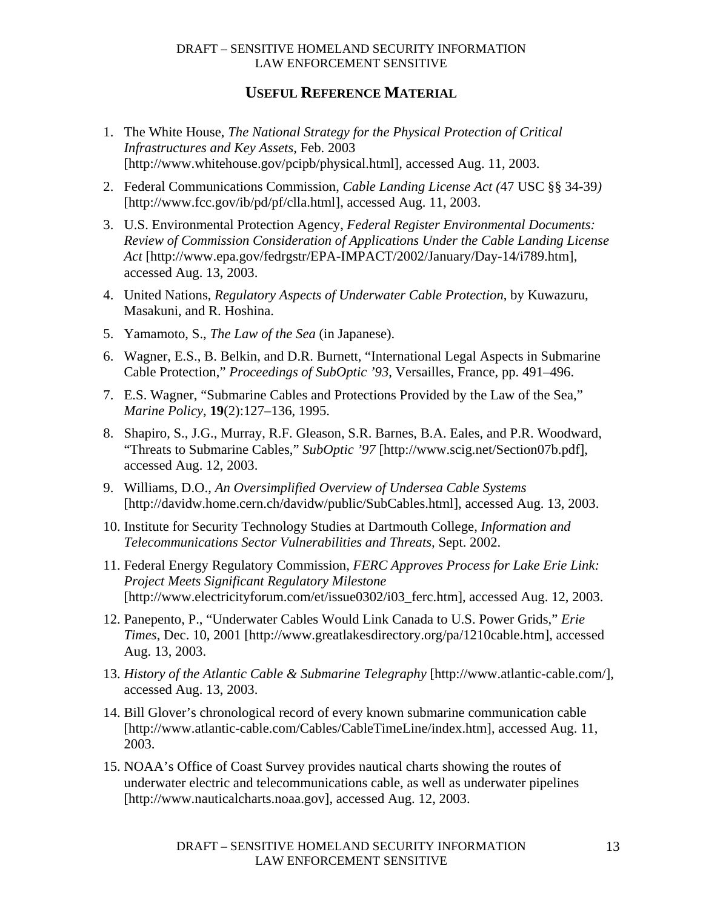## USEFUL REFERENCE MATERIAL

1. The White House, *The National Strategy for the Physical Protection of Critical Infrastructures and Key Assets*, Feb. 2003 [http://www.whitehouse.gov/pcipb/physical.html], accessed Aug. 11, 2003.
2. Federal Communications Commission, *Cable Landing License Act (*47 USC §§ 34-39*)* [http://www.fcc.gov/ib/pd/pf/clla.html], accessed Aug. 11, 2003.
3. U.S. Environmental Protection Agency, *Federal Register Environmental Documents: Review of Commission Consideration of Applications Under the Cable Landing License Act* [http://www.epa.gov/fedrgstr/EPA-IMPACT/2002/January/Day-14/i789.htm], accessed Aug. 13, 2003.
4. United Nations, *Regulatory Aspects of Underwater Cable Protection*, by Kuwazuru, Masakuni, and R. Hoshina.
5. Yamamoto, S., *The Law of the Sea* (in Japanese).
6. Wagner, E.S., B. Belkin, and D.R. Burnett, "International Legal Aspects in Submarine Cable Protection," *Proceedings of SubOptic '93*, Versailles, France, pp. 491–496.
7. E.S. Wagner, "Submarine Cables and Protections Provided by the Law of the Sea," *Marine Policy*, **19**(2):127–136, 1995.
8. Shapiro, S., J.G., Murray, R.F. Gleason, S.R. Barnes, B.A. Eales, and P.R. Woodward, "Threats to Submarine Cables," *SubOptic '97* [http://www.scig.net/Section07b.pdf], accessed Aug. 12, 2003.
9. Williams, D.O., *An Oversimplified Overview of Undersea Cable Systems* [http://davidw.home.cern.ch/davidw/public/SubCables.html], accessed Aug. 13, 2003.
10. Institute for Security Technology Studies at Dartmouth College, *Information and Telecommunications Sector Vulnerabilities and Threats*, Sept. 2002.
11. Federal Energy Regulatory Commission, *FERC Approves Process for Lake Erie Link: Project Meets Significant Regulatory Milestone* [http://www.electricityforum.com/et/issue0302/i03_ferc.htm], accessed Aug. 12, 2003.
12. Panepento, P., "Underwater Cables Would Link Canada to U.S. Power Grids," *Erie Times*, Dec. 10, 2001 [http://www.greatlakesdirectory.org/pa/1210cable.htm], accessed Aug. 13, 2003.
13. *History of the Atlantic Cable & Submarine Telegraphy* [http://www.atlantic-cable.com/], accessed Aug. 13, 2003.
14. Bill Glover's chronological record of every known submarine communication cable [http://www.atlantic-cable.com/Cables/CableTimeLine/index.htm], accessed Aug. 11, 2003.
15. NOAA's Office of Coast Survey provides nautical charts showing the routes of underwater electric and telecommunications cable, as well as underwater pipelines [http://www.nauticalcharts.noaa.gov], accessed Aug. 12, 2003.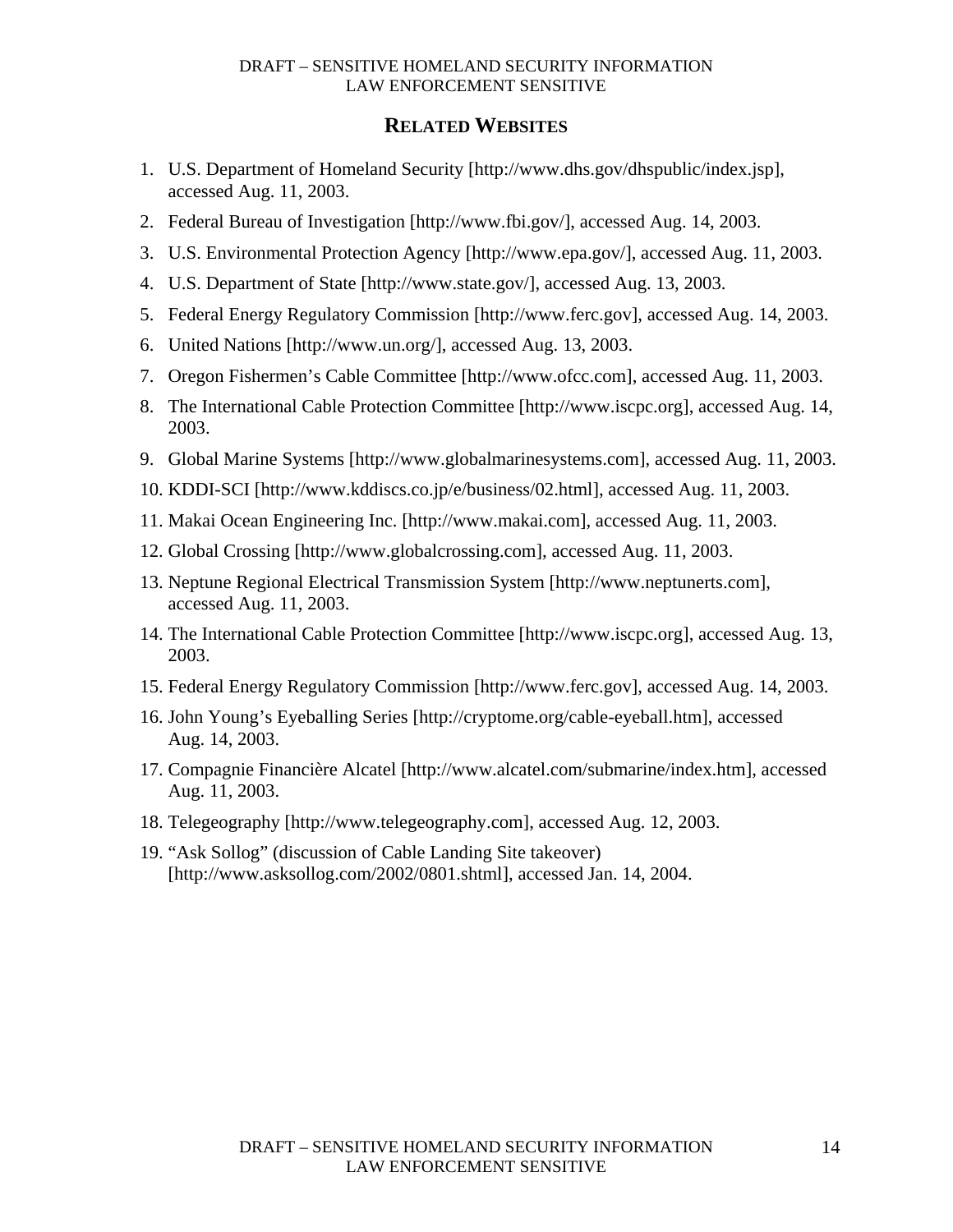## RELATED WEBSITES

1. U.S. Department of Homeland Security [http://www.dhs.gov/dhspublic/index.jsp], accessed Aug. 11, 2003.
2. Federal Bureau of Investigation [http://www.fbi.gov/], accessed Aug. 14, 2003.
3. U.S. Environmental Protection Agency [http://www.epa.gov/], accessed Aug. 11, 2003.
4. U.S. Department of State [http://www.state.gov/], accessed Aug. 13, 2003.
5. Federal Energy Regulatory Commission [http://www.ferc.gov], accessed Aug. 14, 2003.
6. United Nations [http://www.un.org/], accessed Aug. 13, 2003.
7. Oregon Fishermen's Cable Committee [http://www.ofcc.com], accessed Aug. 11, 2003.
8. The International Cable Protection Committee [http://www.iscpc.org], accessed Aug. 14, 2003.
9. Global Marine Systems [http://www.globalmarinesystems.com], accessed Aug. 11, 2003.
10. KDDI-SCI [http://www.kddiscs.co.jp/e/business/02.html], accessed Aug. 11, 2003.
11. Makai Ocean Engineering Inc. [http://www.makai.com], accessed Aug. 11, 2003.
12. Global Crossing [http://www.globalcrossing.com], accessed Aug. 11, 2003.
13. Neptune Regional Electrical Transmission System [http://www.neptunerts.com], accessed Aug. 11, 2003.
14. The International Cable Protection Committee [http://www.iscpc.org], accessed Aug. 13, 2003.
15. Federal Energy Regulatory Commission [http://www.ferc.gov], accessed Aug. 14, 2003.
16. John Young's Eyeballing Series [http://cryptome.org/cable-eyeball.htm], accessed Aug. 14, 2003.
17. Compagnie Financière Alcatel [http://www.alcatel.com/submarine/index.htm], accessed Aug. 11, 2003.
18. Telegeography [http://www.telegeography.com], accessed Aug. 12, 2003.
19. "Ask Sollog" (discussion of Cable Landing Site takeover) [http://www.asksollog.com/2002/0801.shtml], accessed Jan. 14, 2004.